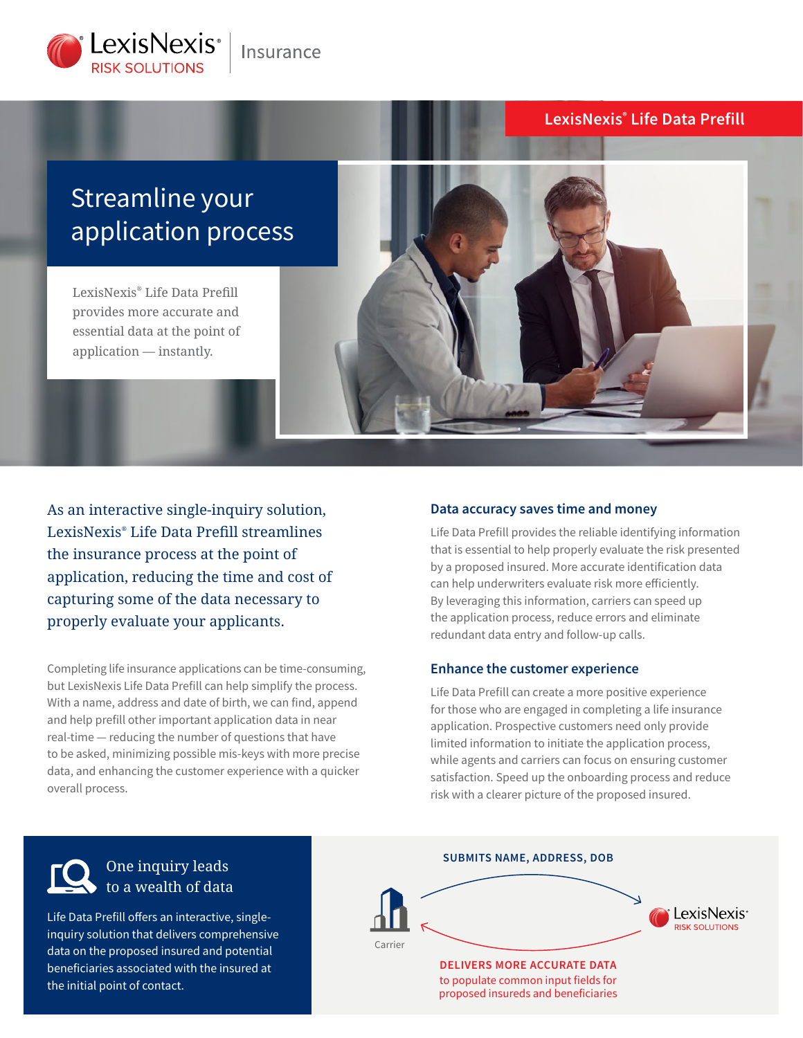LexisNexis® RISK SOLUTIONS | Insurance

**LexisNexis® Life Data Prefill**

# Streamline your application process

LexisNexis® Life Data Prefill provides more accurate and essential data at the point of application — instantly.

As an interactive single-inquiry solution, LexisNexis® Life Data Prefill streamlines the insurance process at the point of application, reducing the time and cost of capturing some of the data necessary to properly evaluate your applicants.

Completing life insurance applications can be time-consuming, but LexisNexis Life Data Prefill can help simplify the process. With a name, address and date of birth, we can find, append and help prefill other important application data in near real-time — reducing the number of questions that have to be asked, minimizing possible mis-keys with more precise data, and enhancing the customer experience with a quicker overall process.

## Data accuracy saves time and money

Life Data Prefill provides the reliable identifying information that is essential to help properly evaluate the risk presented by a proposed insured. More accurate identification data can help underwriters evaluate risk more efficiently. By leveraging this information, carriers can speed up the application process, reduce errors and eliminate redundant data entry and follow-up calls.

## Enhance the customer experience

Life Data Prefill can create a more positive experience for those who are engaged in completing a life insurance application. Prospective customers need only provide limited information to initiate the application process, while agents and carriers can focus on ensuring customer satisfaction. Speed up the onboarding process and reduce risk with a clearer picture of the proposed insured.

## One inquiry leads to a wealth of data

Life Data Prefill offers an interactive, single-inquiry solution that delivers comprehensive data on the proposed insured and potential beneficiaries associated with the insured at the initial point of contact.

**SUBMITS NAME, ADDRESS, DOB**

Carrier → LexisNexis® RISK SOLUTIONS

**DELIVERS MORE ACCURATE DATA**
to populate common input fields for proposed insureds and beneficiaries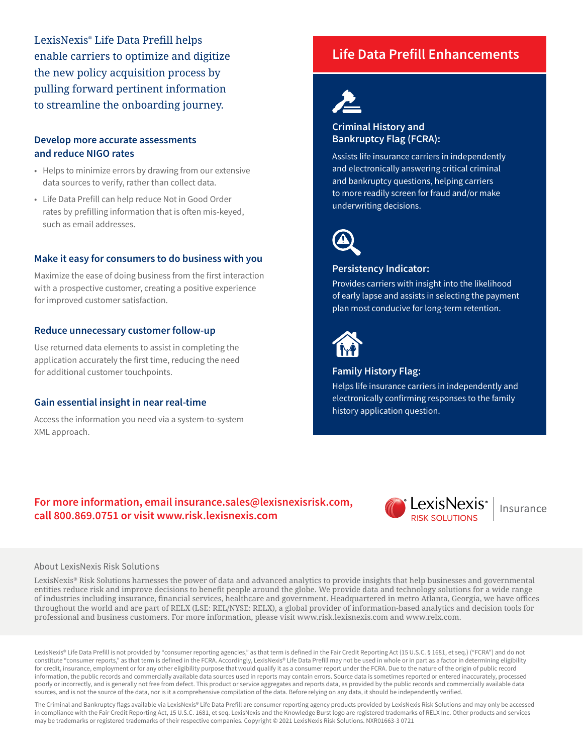LexisNexis® Life Data Prefill helps enable carriers to optimize and digitize the new policy acquisition process by pulling forward pertinent information to streamline the onboarding journey.

### Develop more accurate assessments and reduce NIGO rates

- Helps to minimize errors by drawing from our extensive data sources to verify, rather than collect data.
- Life Data Prefill can help reduce Not in Good Order rates by prefilling information that is often mis-keyed, such as email addresses.

### Make it easy for consumers to do business with you

Maximize the ease of doing business from the first interaction with a prospective customer, creating a positive experience for improved customer satisfaction.

### Reduce unnecessary customer follow-up

Use returned data elements to assist in completing the application accurately the first time, reducing the need for additional customer touchpoints.

### Gain essential insight in near real-time

Access the information you need via a system-to-system XML approach.

## Life Data Prefill Enhancements

### Criminal History and Bankruptcy Flag (FCRA):

Assists life insurance carriers in independently and electronically answering critical criminal and bankruptcy questions, helping carriers to more readily screen for fraud and/or make underwriting decisions.

### Persistency Indicator:

Provides carriers with insight into the likelihood of early lapse and assists in selecting the payment plan most conducive for long-term retention.

### Family History Flag:

Helps life insurance carriers in independently and electronically confirming responses to the family history application question.

**For more information, email insurance.sales@lexisnexisrisk.com, call 800.869.0751 or visit www.risk.lexisnexis.com**

LexisNexis® RISK SOLUTIONS | Insurance

About LexisNexis Risk Solutions

LexisNexis® Risk Solutions harnesses the power of data and advanced analytics to provide insights that help businesses and governmental entities reduce risk and improve decisions to benefit people around the globe. We provide data and technology solutions for a wide range of industries including insurance, financial services, healthcare and government. Headquartered in metro Atlanta, Georgia, we have offices throughout the world and are part of RELX (LSE: REL/NYSE: RELX), a global provider of information-based analytics and decision tools for professional and business customers. For more information, please visit www.risk.lexisnexis.com and www.relx.com.

LexisNexis® Life Data Prefill is not provided by "consumer reporting agencies," as that term is defined in the Fair Credit Reporting Act (15 U.S.C. § 1681, et seq.) ("FCRA") and do not constitute "consumer reports," as that term is defined in the FCRA. Accordingly, LexisNexis® Life Data Prefill may not be used in whole or in part as a factor in determining eligibility for credit, insurance, employment or for any other eligibility purpose that would qualify it as a consumer report under the FCRA. Due to the nature of the origin of public record information, the public records and commercially available data sources used in reports may contain errors. Source data is sometimes reported or entered inaccurately, processed poorly or incorrectly, and is generally not free from defect. This product or service aggregates and reports data, as provided by the public records and commercially available data sources, and is not the source of the data, nor is it a comprehensive compilation of the data. Before relying on any data, it should be independently verified.

The Criminal and Bankruptcy flags available via LexisNexis® Life Data Prefill are consumer reporting agency products provided by LexisNexis Risk Solutions and may only be accessed in compliance with the Fair Credit Reporting Act, 15 U.S.C. 1681, et seq. LexisNexis and the Knowledge Burst logo are registered trademarks of RELX Inc. Other products and services may be trademarks or registered trademarks of their respective companies. Copyright © 2021 LexisNexis Risk Solutions. NXR01663-3 0721